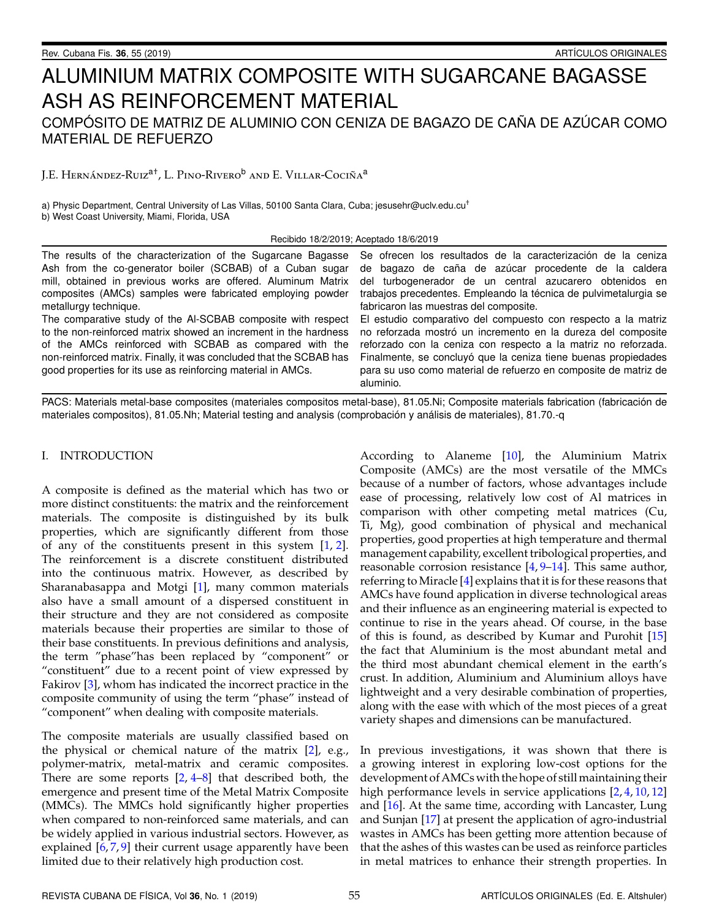# ALUMINIUM MATRIX COMPOSITE WITH SUGARCANE BAGASSE ASH AS REINFORCEMENT MATERIAL

## COMPÓSITO DE MATRIZ DE ALUMINIO CON CENIZA DE BAGAZO DE CAÑA DE AZÚCAR COMO MATERIAL DE REFUERZO

J.E. Hernández-Ruiz[a†], L. Pino-Rivero[b] and E. Villar-Cociña[a]

a) Physic Department, Central University of Las Villas, 50100 Santa Clara, Cuba; jesusehr@uclv.edu.cu[†]
b) West Coast University, Miami, Florida, USA

Recibido 18/2/2019; Aceptado 18/6/2019

The results of the characterization of the Sugarcane Bagasse Ash from the co-generator boiler (SCBAB) of a Cuban sugar mill, obtained in previous works are offered. Aluminum Matrix composites (AMCs) samples were fabricated employing powder metallurgy technique.
The comparative study of the Al-SCBAB composite with respect to the non-reinforced matrix showed an increment in the hardness of the AMCs reinforced with SCBAB as compared with the non-reinforced matrix. Finally, it was concluded that the SCBAB has good properties for its use as reinforcing material in AMCs.

Se ofrecen los resultados de la caracterización de la ceniza de bagazo de caña de azúcar procedente de la caldera del turbogenerador de un central azucarero obtenidos en trabajos precedentes. Empleando la técnica de pulvimetalurgia se fabricaron las muestras del composite.
El estudio comparativo del compuesto con respecto a la matriz no reforzada mostró un incremento en la dureza del composite reforzado con la ceniza con respecto a la matriz no reforzada. Finalmente, se concluyó que la ceniza tiene buenas propiedades para su uso como material de refuerzo en composite de matriz de aluminio.

PACS: Materials metal-base composites (materiales compositos metal-base), 81.05.Ni; Composite materials fabrication (fabricación de materiales compositos), 81.05.Nh; Material testing and analysis (comprobación y análisis de materiales), 81.70.-q

## I. INTRODUCTION

A composite is defined as the material which has two or more distinct constituents: the matrix and the reinforcement materials. The composite is distinguished by its bulk properties, which are significantly different from those of any of the constituents present in this system [1, 2]. The reinforcement is a discrete constituent distributed into the continuous matrix. However, as described by Sharanabasappa and Motgi [1], many common materials also have a small amount of a dispersed constituent in their structure and they are not considered as composite materials because their properties are similar to those of their base constituents. In previous definitions and analysis, the term "phase"has been replaced by "component" or "constituent" due to a recent point of view expressed by Fakirov [3], whom has indicated the incorrect practice in the composite community of using the term "phase" instead of "component" when dealing with composite materials.

The composite materials are usually classified based on the physical or chemical nature of the matrix [2], e.g., polymer-matrix, metal-matrix and ceramic composites. There are some reports [2, 4–8] that described both, the emergence and present time of the Metal Matrix Composite (MMCs). The MMCs hold significantly higher properties when compared to non-reinforced same materials, and can be widely applied in various industrial sectors. However, as explained [6, 7, 9] their current usage apparently have been limited due to their relatively high production cost.

According to Alaneme [10], the Aluminium Matrix Composite (AMCs) are the most versatile of the MMCs because of a number of factors, whose advantages include ease of processing, relatively low cost of Al matrices in comparison with other competing metal matrices (Cu, Ti, Mg), good combination of physical and mechanical properties, good properties at high temperature and thermal management capability, excellent tribological properties, and reasonable corrosion resistance [4, 9–14]. This same author, referring to Miracle [4] explains that it is for these reasons that AMCs have found application in diverse technological areas and their influence as an engineering material is expected to continue to rise in the years ahead. Of course, in the base of this is found, as described by Kumar and Purohit [15] the fact that Aluminium is the most abundant metal and the third most abundant chemical element in the earth's crust. In addition, Aluminium and Aluminium alloys have lightweight and a very desirable combination of properties, along with the ease with which of the most pieces of a great variety shapes and dimensions can be manufactured.

In previous investigations, it was shown that there is a growing interest in exploring low-cost options for the development of AMCs with the hope of still maintaining their high performance levels in service applications [2, 4, 10, 12] and [16]. At the same time, according with Lancaster, Lung and Sunjan [17] at present the application of agro-industrial wastes in AMCs has been getting more attention because of that the ashes of this wastes can be used as reinforce particles in metal matrices to enhance their strength properties. In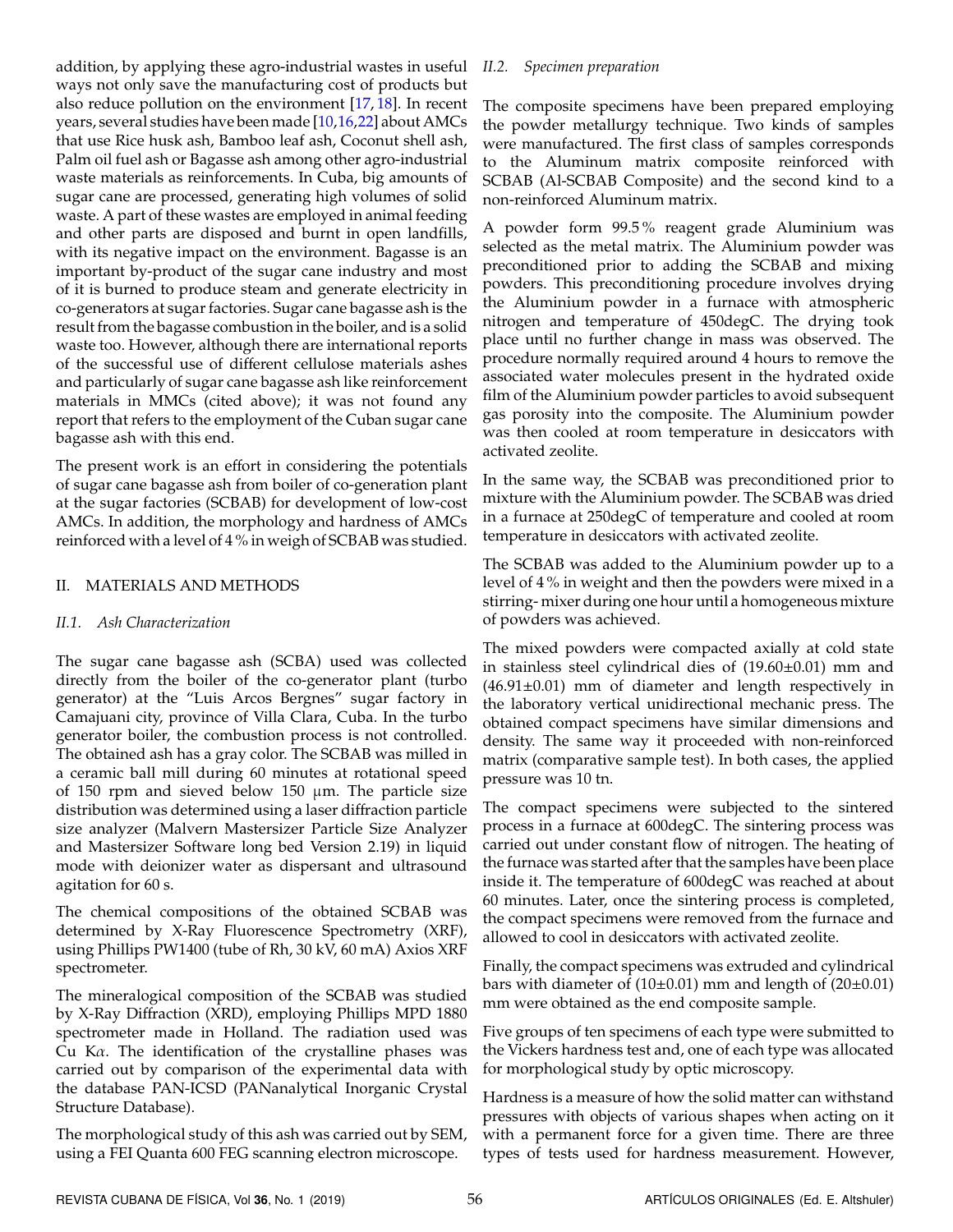addition, by applying these agro-industrial wastes in useful ways not only save the manufacturing cost of products but also reduce pollution on the environment [17, 18]. In recent years, several studies have been made [10,16,22] about AMCs that use Rice husk ash, Bamboo leaf ash, Coconut shell ash, Palm oil fuel ash or Bagasse ash among other agro-industrial waste materials as reinforcements. In Cuba, big amounts of sugar cane are processed, generating high volumes of solid waste. A part of these wastes are employed in animal feeding and other parts are disposed and burnt in open landfills, with its negative impact on the environment. Bagasse is an important by-product of the sugar cane industry and most of it is burned to produce steam and generate electricity in co-generators at sugar factories. Sugar cane bagasse ash is the result from the bagasse combustion in the boiler, and is a solid waste too. However, although there are international reports of the successful use of different cellulose materials ashes and particularly of sugar cane bagasse ash like reinforcement materials in MMCs (cited above); it was not found any report that refers to the employment of the Cuban sugar cane bagasse ash with this end.

The present work is an effort in considering the potentials of sugar cane bagasse ash from boiler of co-generation plant at the sugar factories (SCBAB) for development of low-cost AMCs. In addition, the morphology and hardness of AMCs reinforced with a level of 4 % in weigh of SCBAB was studied.

## II. MATERIALS AND METHODS

### *II.1. Ash Characterization*

The sugar cane bagasse ash (SCBA) used was collected directly from the boiler of the co-generator plant (turbo generator) at the "Luis Arcos Bergnes" sugar factory in Camajuani city, province of Villa Clara, Cuba. In the turbo generator boiler, the combustion process is not controlled. The obtained ash has a gray color. The SCBAB was milled in a ceramic ball mill during 60 minutes at rotational speed of 150 rpm and sieved below 150 μm. The particle size distribution was determined using a laser diffraction particle size analyzer (Malvern Mastersizer Particle Size Analyzer and Mastersizer Software long bed Version 2.19) in liquid mode with deionizer water as dispersant and ultrasound agitation for 60 s.

The chemical compositions of the obtained SCBAB was determined by X-Ray Fluorescence Spectrometry (XRF), using Phillips PW1400 (tube of Rh, 30 kV, 60 mA) Axios XRF spectrometer.

The mineralogical composition of the SCBAB was studied by X-Ray Diffraction (XRD), employing Phillips MPD 1880 spectrometer made in Holland. The radiation used was Cu K$\alpha$. The identification of the crystalline phases was carried out by comparison of the experimental data with the database PAN-ICSD (PANanalytical Inorganic Crystal Structure Database).

The morphological study of this ash was carried out by SEM, using a FEI Quanta 600 FEG scanning electron microscope.

### *II.2. Specimen preparation*

The composite specimens have been prepared employing the powder metallurgy technique. Two kinds of samples were manufactured. The first class of samples corresponds to the Aluminum matrix composite reinforced with SCBAB (Al-SCBAB Composite) and the second kind to a non-reinforced Aluminum matrix.

A powder form 99.5 % reagent grade Aluminium was selected as the metal matrix. The Aluminium powder was preconditioned prior to adding the SCBAB and mixing powders. This preconditioning procedure involves drying the Aluminium powder in a furnace with atmospheric nitrogen and temperature of 450degC. The drying took place until no further change in mass was observed. The procedure normally required around 4 hours to remove the associated water molecules present in the hydrated oxide film of the Aluminium powder particles to avoid subsequent gas porosity into the composite. The Aluminium powder was then cooled at room temperature in desiccators with activated zeolite.

In the same way, the SCBAB was preconditioned prior to mixture with the Aluminium powder. The SCBAB was dried in a furnace at 250degC of temperature and cooled at room temperature in desiccators with activated zeolite.

The SCBAB was added to the Aluminium powder up to a level of 4 % in weight and then the powders were mixed in a stirring- mixer during one hour until a homogeneous mixture of powders was achieved.

The mixed powders were compacted axially at cold state in stainless steel cylindrical dies of (19.60±0.01) mm and (46.91±0.01) mm of diameter and length respectively in the laboratory vertical unidirectional mechanic press. The obtained compact specimens have similar dimensions and density. The same way it proceeded with non-reinforced matrix (comparative sample test). In both cases, the applied pressure was 10 tn.

The compact specimens were subjected to the sintered process in a furnace at 600degC. The sintering process was carried out under constant flow of nitrogen. The heating of the furnace was started after that the samples have been place inside it. The temperature of 600degC was reached at about 60 minutes. Later, once the sintering process is completed, the compact specimens were removed from the furnace and allowed to cool in desiccators with activated zeolite.

Finally, the compact specimens was extruded and cylindrical bars with diameter of (10±0.01) mm and length of (20±0.01) mm were obtained as the end composite sample.

Five groups of ten specimens of each type were submitted to the Vickers hardness test and, one of each type was allocated for morphological study by optic microscopy.

Hardness is a measure of how the solid matter can withstand pressures with objects of various shapes when acting on it with a permanent force for a given time. There are three types of tests used for hardness measurement. However,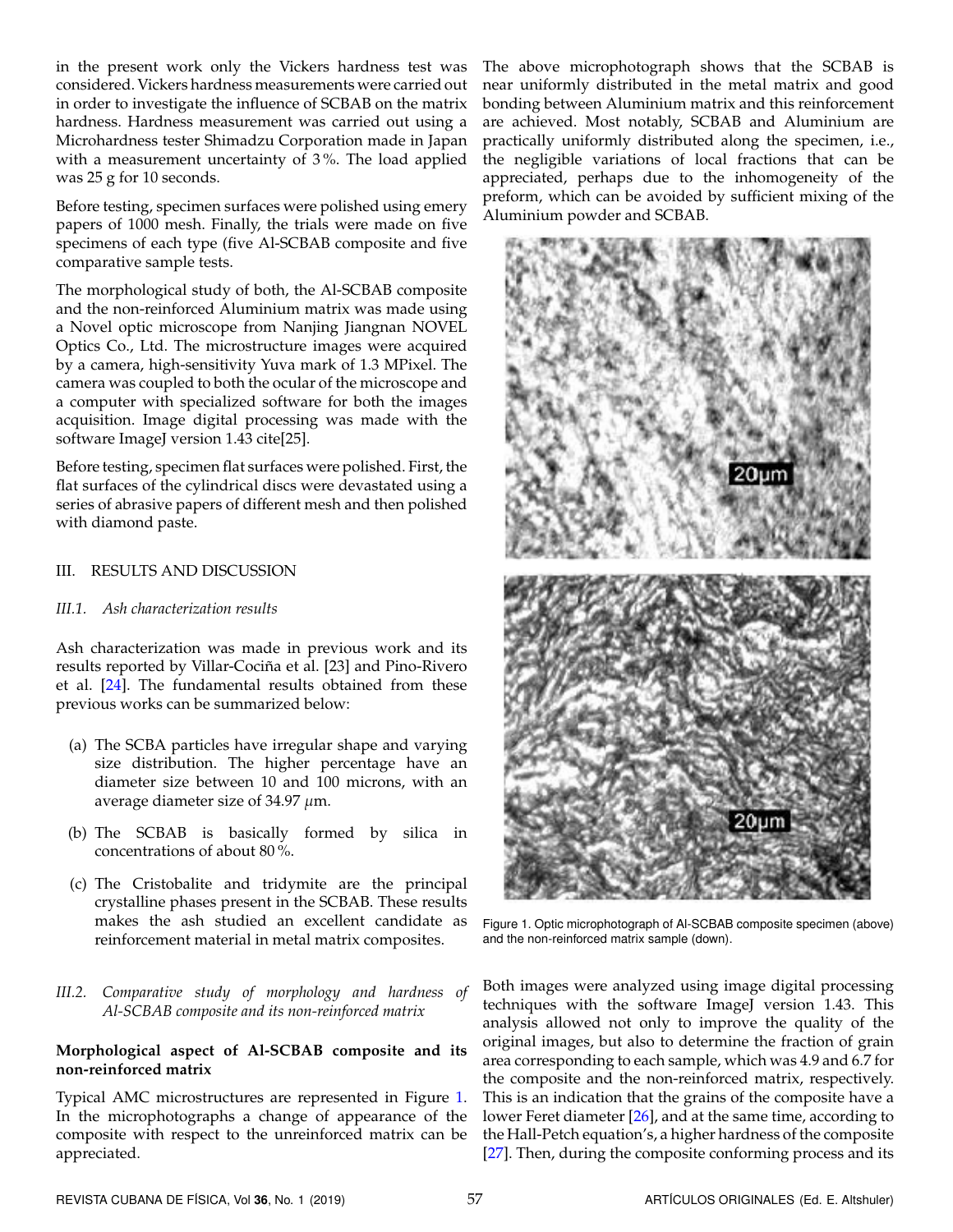in the present work only the Vickers hardness test was considered. Vickers hardness measurements were carried out in order to investigate the influence of SCBAB on the matrix hardness. Hardness measurement was carried out using a Microhardness tester Shimadzu Corporation made in Japan with a measurement uncertainty of 3 %. The load applied was 25 g for 10 seconds.

Before testing, specimen surfaces were polished using emery papers of 1000 mesh. Finally, the trials were made on five specimens of each type (five Al-SCBAB composite and five comparative sample tests.

The morphological study of both, the Al-SCBAB composite and the non-reinforced Aluminium matrix was made using a Novel optic microscope from Nanjing Jiangnan NOVEL Optics Co., Ltd. The microstructure images were acquired by a camera, high-sensitivity Yuva mark of 1.3 MPixel. The camera was coupled to both the ocular of the microscope and a computer with specialized software for both the images acquisition. Image digital processing was made with the software ImageJ version 1.43 cite[25].

Before testing, specimen flat surfaces were polished. First, the flat surfaces of the cylindrical discs were devastated using a series of abrasive papers of different mesh and then polished with diamond paste.

## III. RESULTS AND DISCUSSION

### *III.1. Ash characterization results*

Ash characterization was made in previous work and its results reported by Villar-Cociña et al. [23] and Pino-Rivero et al. [24]. The fundamental results obtained from these previous works can be summarized below:

(a) The SCBA particles have irregular shape and varying size distribution. The higher percentage have an diameter size between 10 and 100 microns, with an average diameter size of 34.97 $\mu$m.

(b) The SCBAB is basically formed by silica in concentrations of about 80 %.

(c) The Cristobalite and tridymite are the principal crystalline phases present in the SCBAB. These results makes the ash studied an excellent candidate as reinforcement material in metal matrix composites.

### *III.2. Comparative study of morphology and hardness of Al-SCBAB composite and its non-reinforced matrix*

**Morphological aspect of Al-SCBAB composite and its non-reinforced matrix**

Typical AMC microstructures are represented in Figure 1. In the microphotographs a change of appearance of the composite with respect to the unreinforced matrix can be appreciated.

The above microphotograph shows that the SCBAB is near uniformly distributed in the metal matrix and good bonding between Aluminium matrix and this reinforcement are achieved. Most notably, SCBAB and Aluminium are practically uniformly distributed along the specimen, i.e., the negligible variations of local fractions that can be appreciated, perhaps due to the inhomogeneity of the preform, which can be avoided by sufficient mixing of the Aluminium powder and SCBAB.

Figure 1. Optic microphotograph of Al-SCBAB composite specimen (above) and the non-reinforced matrix sample (down).

Both images were analyzed using image digital processing techniques with the software ImageJ version 1.43. This analysis allowed not only to improve the quality of the original images, but also to determine the fraction of grain area corresponding to each sample, which was 4.9 and 6.7 for the composite and the non-reinforced matrix, respectively. This is an indication that the grains of the composite have a lower Feret diameter [26], and at the same time, according to the Hall-Petch equation's, a higher hardness of the composite [27]. Then, during the composite conforming process and its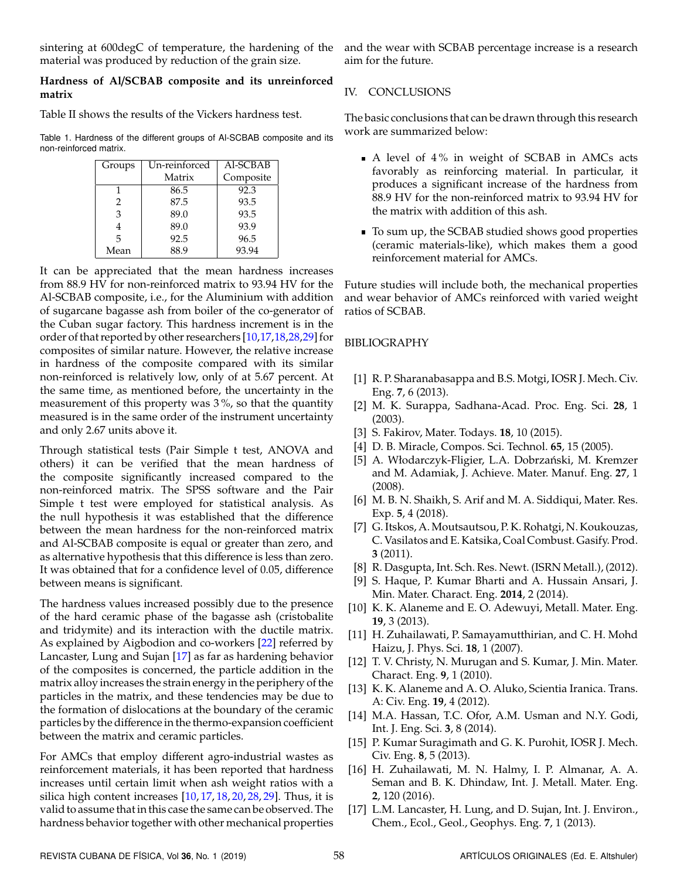sintering at 600degC of temperature, the hardening of the material was produced by reduction of the grain size.

### Hardness of Al/SCBAB composite and its unreinforced matrix

Table II shows the results of the Vickers hardness test.

Table 1. Hardness of the different groups of Al-SCBAB composite and its non-reinforced matrix.

| Groups | Un-reinforced Matrix | Al-SCBAB Composite |
|---|---|---|
| 1 | 86.5 | 92.3 |
| 2 | 87.5 | 93.5 |
| 3 | 89.0 | 93.5 |
| 4 | 89.0 | 93.9 |
| 5 | 92.5 | 96.5 |
| Mean | 88.9 | 93.94 |

It can be appreciated that the mean hardness increases from 88.9 HV for non-reinforced matrix to 93.94 HV for the Al-SCBAB composite, i.e., for the Aluminium with addition of sugarcane bagasse ash from boiler of the co-generator of the Cuban sugar factory. This hardness increment is in the order of that reported by other researchers [10,17,18,28,29] for composites of similar nature. However, the relative increase in hardness of the composite compared with its similar non-reinforced matrix is relatively low, only of at 5.67 percent. At the same time, as mentioned before, the uncertainty in the measurement of this property was 3 %, so that the quantity measured is in the same order of the instrument uncertainty and only 2.67 units above it.

Through statistical tests (Pair Simple t test, ANOVA and others) it can be verified that the mean hardness of the composite significantly increased compared to the non-reinforced matrix. The SPSS software and the Pair Simple t test were employed for statistical analysis. As the null hypothesis it was established that the difference between the mean hardness for the non-reinforced matrix and Al-SCBAB composite is equal or greater than zero, and as alternative hypothesis that this difference is less than zero. It was obtained that for a confidence level of 0.05, difference between means is significant.

The hardness values increased possibly due to the presence of the hard ceramic phase of the bagasse ash (cristobalite and tridymite) and its interaction with the ductile matrix. As explained by Aigbodion and co-workers [22] referred by Lancaster, Lung and Sujan [17] as far as hardening behavior of the composites is concerned, the particle addition in the matrix alloy increases the strain energy in the periphery of the particles in the matrix, and these tendencies may be due to the formation of dislocations at the boundary of the ceramic particles by the difference in the thermo-expansion coefficient between the matrix and ceramic particles.

For AMCs that employ different agro-industrial wastes as reinforcement materials, it has been reported that hardness increases until certain limit when ash weight ratios with a silica high content increases [10, 17, 18, 20, 28, 29]. Thus, it is valid to assume that in this case the same can be observed. The hardness behavior together with other mechanical properties and the wear with SCBAB percentage increase is a research aim for the future.

## IV. CONCLUSIONS

The basic conclusions that can be drawn through this research work are summarized below:

- A level of 4 % in weight of SCBAB in AMCs acts favorably as reinforcing material. In particular, it produces a significant increase of the hardness from 88.9 HV for the non-reinforced matrix to 93.94 HV for the matrix with addition of this ash.
- To sum up, the SCBAB studied shows good properties (ceramic materials-like), which makes them a good reinforcement material for AMCs.

Future studies will include both, the mechanical properties and wear behavior of AMCs reinforced with varied weight ratios of SCBAB.

## BIBLIOGRAPHY

[1] R. P. Sharanabasappa and B.S. Motgi, IOSR J. Mech. Civ. Eng. **7**, 6 (2013).

[2] M. K. Surappa, Sadhana-Acad. Proc. Eng. Sci. **28**, 1 (2003).

[3] S. Fakirov, Mater. Todays. **18**, 10 (2015).

[4] D. B. Miracle, Compos. Sci. Technol. **65**, 15 (2005).

[5] A. Włodarczyk-Fligier, L.A. Dobrzański, M. Kremzer and M. Adamiak, J. Achieve. Mater. Manuf. Eng. **27**, 1 (2008).

[6] M. B. N. Shaikh, S. Arif and M. A. Siddiqui, Mater. Res. Exp. **5**, 4 (2018).

[7] G. Itskos, A. Moutsatsou, P. K. Rohatgi, N. Koukouzas, C. Vasilatos and E. Katsika, Coal Combust. Gasify. Prod. **3** (2011).

[8] R. Dasgupta, Int. Sch. Res. Newt. (ISRN Metall.), (2012).

[9] S. Haque, P. Kumar Bharti and A. Hussain Ansari, J. Min. Mater. Charact. Eng. **2014**, 2 (2014).

[10] K. K. Alaneme and E. O. Adewuyi, Metall. Mater. Eng. **19**, 3 (2013).

[11] H. Zuhailawati, P. Samayamutthirian, and C. H. Mohd Haizu, J. Phys. Sci. **18**, 1 (2007).

[12] T. V. Christy, N. Murugan and S. Kumar, J. Min. Mater. Charact. Eng. **9**, 1 (2010).

[13] K. K. Alaneme and A. O. Aluko, Scientia Iranica. Trans. A: Civ. Eng. **19**, 4 (2012).

[14] M.A. Hassan, T.C. Ofor, A.M. Usman and N.Y. Godi, Int. J. Eng. Sci. **3**, 8 (2014).

[15] P. Kumar Suragimath and G. K. Purohit, IOSR J. Mech. Civ. Eng. **8**, 5 (2013).

[16] H. Zuhailawati, M. N. Halmy, I. P. Almanar, A. A. Seman and B. K. Dhindaw, Int. J. Metall. Mater. Eng. **2**, 120 (2016).

[17] L.M. Lancaster, H. Lung, and D. Sujan, Int. J. Environ., Chem., Ecol., Geol., Geophys. Eng. **7**, 1 (2013).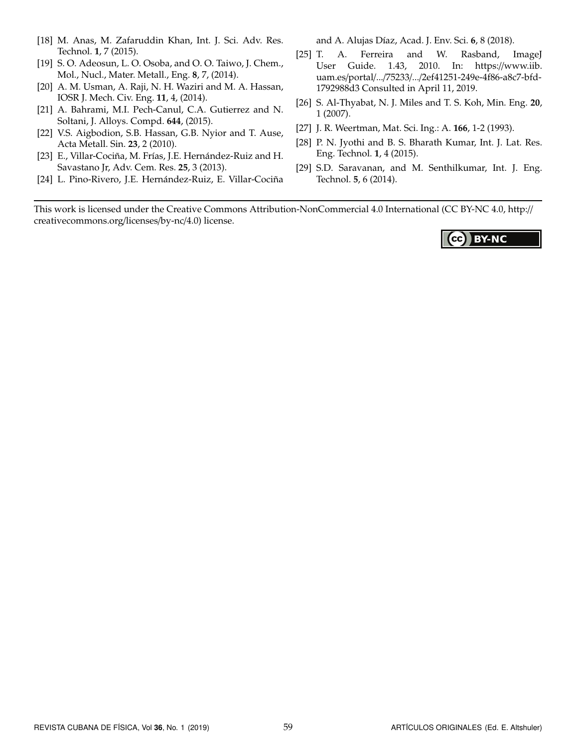[18] M. Anas, M. Zafaruddin Khan, Int. J. Sci. Adv. Res. Technol. **1**, 7 (2015).

[19] S. O. Adeosun, L. O. Osoba, and O. O. Taiwo, J. Chem., Mol., Nucl., Mater. Metall., Eng. **8**, 7, (2014).

[20] A. M. Usman, A. Raji, N. H. Waziri and M. A. Hassan, IOSR J. Mech. Civ. Eng. **11**, 4, (2014).

[21] A. Bahrami, M.I. Pech-Canul, C.A. Gutierrez and N. Soltani, J. Alloys. Compd. **644**, (2015).

[22] V.S. Aigbodion, S.B. Hassan, G.B. Nyior and T. Ause, Acta Metall. Sin. **23**, 2 (2010).

[23] E., Villar-Cociña, M. Frías, J.E. Hernández-Ruiz and H. Savastano Jr, Adv. Cem. Res. **25**, 3 (2013).

[24] L. Pino-Rivero, J.E. Hernández-Ruiz, E. Villar-Cociña and A. Alujas Díaz, Acad. J. Env. Sci. **6**, 8 (2018).

[25] T. A. Ferreira and W. Rasband, ImageJ User Guide. 1.43, 2010. In: https://www.iib.uam.es/portal/.../75233/.../2ef41251-249e-4f86-a8c7-bfd-1792988d3 Consulted in April 11, 2019.

[26] S. Al-Thyabat, N. J. Miles and T. S. Koh, Min. Eng. **20**, 1 (2007).

[27] J. R. Weertman, Mat. Sci. Ing.: A. **166**, 1-2 (1993).

[28] P. N. Jyothi and B. S. Bharath Kumar, Int. J. Lat. Res. Eng. Technol. **1**, 4 (2015).

[29] S.D. Saravanan, and M. Senthilkumar, Int. J. Eng. Technol. **5**, 6 (2014).

---

This work is licensed under the Creative Commons Attribution-NonCommercial 4.0 International (CC BY-NC 4.0, http://creativecommons.org/licenses/by-nc/4.0) license.

CC BY-NC